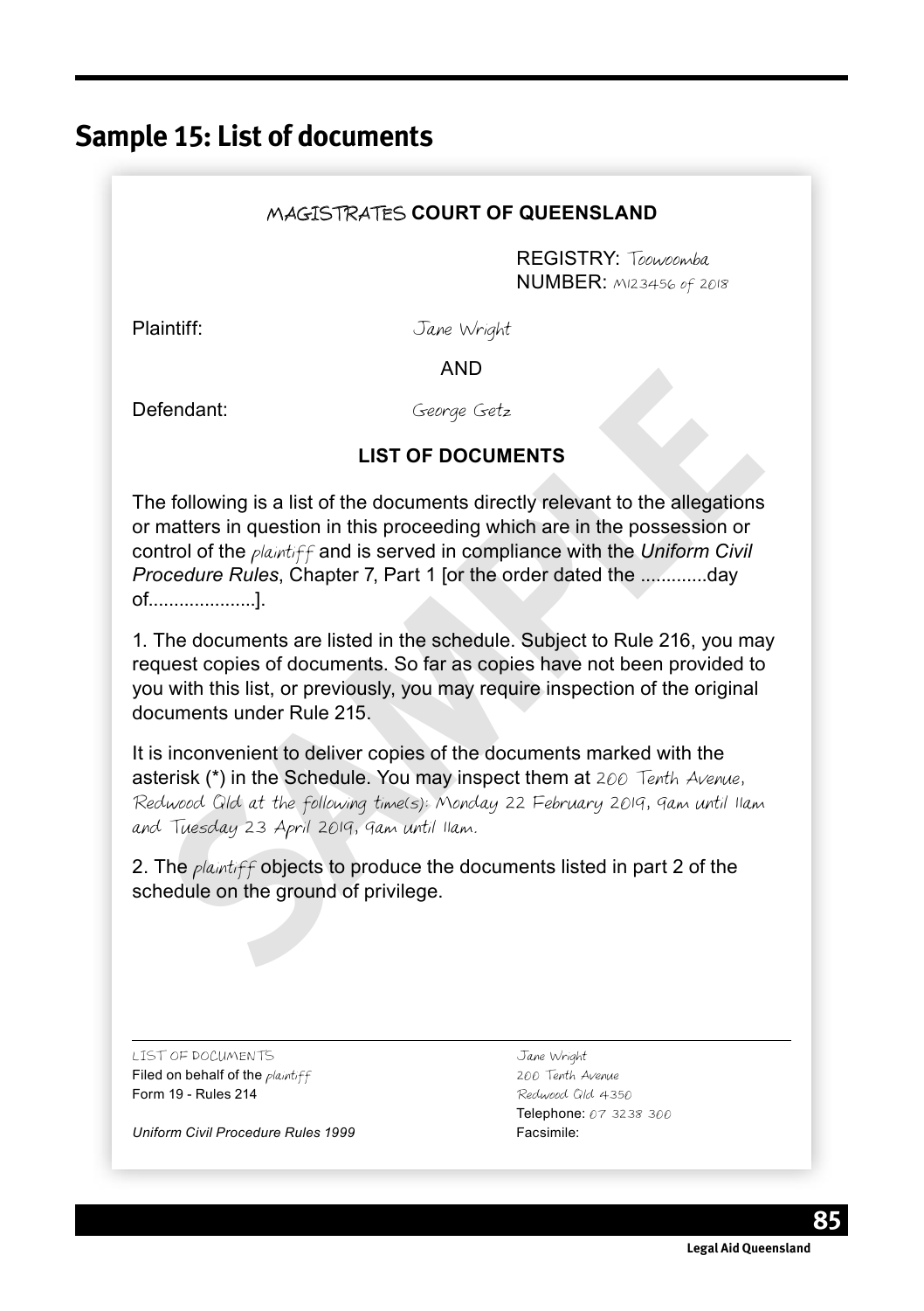## Sample 15: List of documents

MAGISTRATES **COURT OF QUEENSLAND**

REGISTRY: Toowoomba
NUMBER: M123456 of 2018

Plaintiff: Jane Wright

AND

Defendant: George Getz

**LIST OF DOCUMENTS**

The following is a list of the documents directly relevant to the allegations or matters in question in this proceeding which are in the possession or control of the plaintiff and is served in compliance with the *Uniform Civil Procedure Rules*, Chapter 7, Part 1 [or the order dated the ............day of....................].

1. The documents are listed in the schedule. Subject to Rule 216, you may request copies of documents. So far as copies have not been provided to you with this list, or previously, you may require inspection of the original documents under Rule 215.

It is inconvenient to deliver copies of the documents marked with the asterisk (*) in the Schedule. You may inspect them at 200 Tenth Avenue, Redwood Qld at the following time(s): Monday 22 February 2019, 9am until 11am and Tuesday 23 April 2019, 9am until 11am.

2. The plaintiff objects to produce the documents listed in part 2 of the schedule on the ground of privilege.

---

LIST OF DOCUMENTS
Filed on behalf of the plaintiff
Form 19 - Rules 214

*Uniform Civil Procedure Rules 1999*

Jane Wright
200 Tenth Avenue
Redwood Qld 4350
Telephone: 07 3238 300
Facsimile: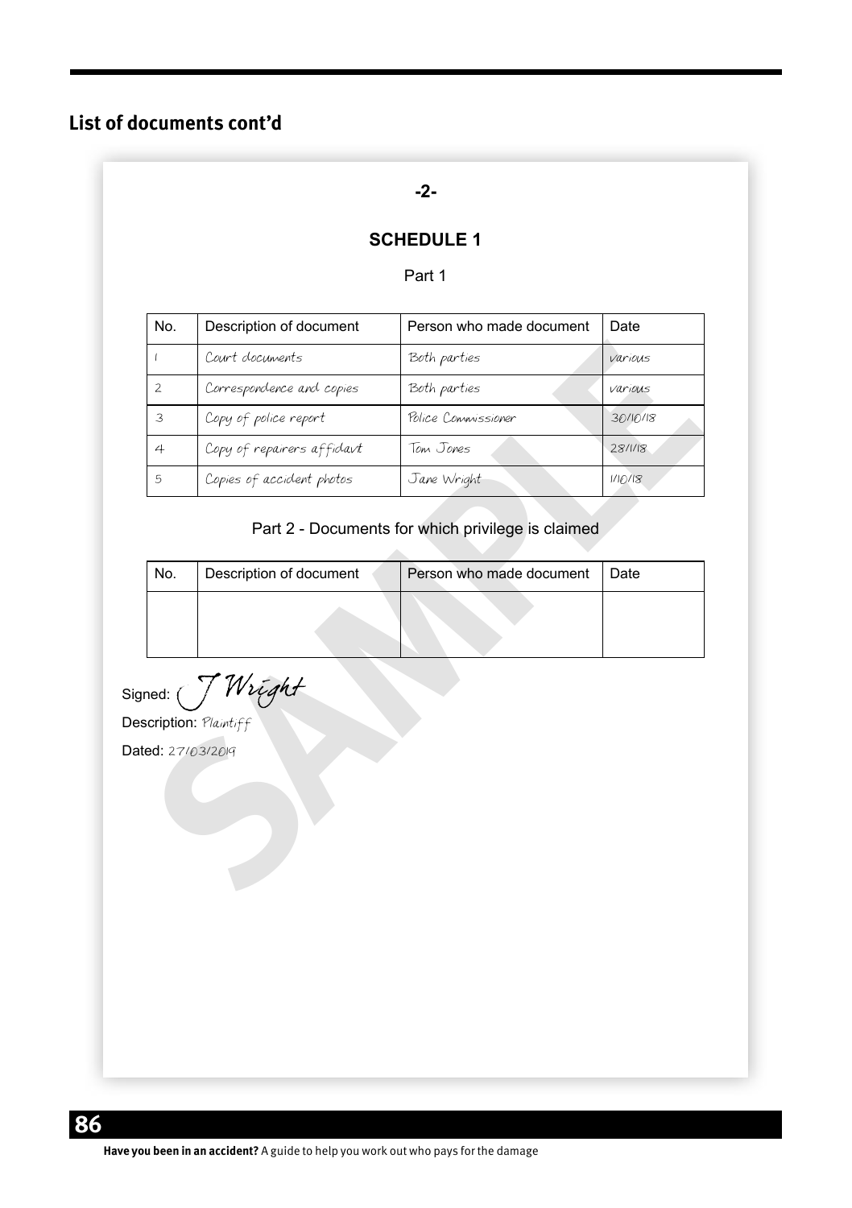## List of documents cont'd

-2-

### SCHEDULE 1

Part 1

| No. | Description of document | Person who made document | Date |
|---|---|---|---|
| 1 | Court documents | Both parties | various |
| 2 | Correspondence and copies | Both parties | various |
| 3 | Copy of police report | Police Commissioner | 30/10/18 |
| 4 | Copy of repairers affidavit | Tom Jones | 28/1/18 |
| 5 | Copies of accident photos | Jane Wright | 1/10/18 |

Part 2 - Documents for which privilege is claimed

| No. | Description of document | Person who made document | Date |
|---|---|---|---|
| | | | |

Signed: J Wright

Description: Plaintiff

Dated: 27/03/2019

SAMPLE